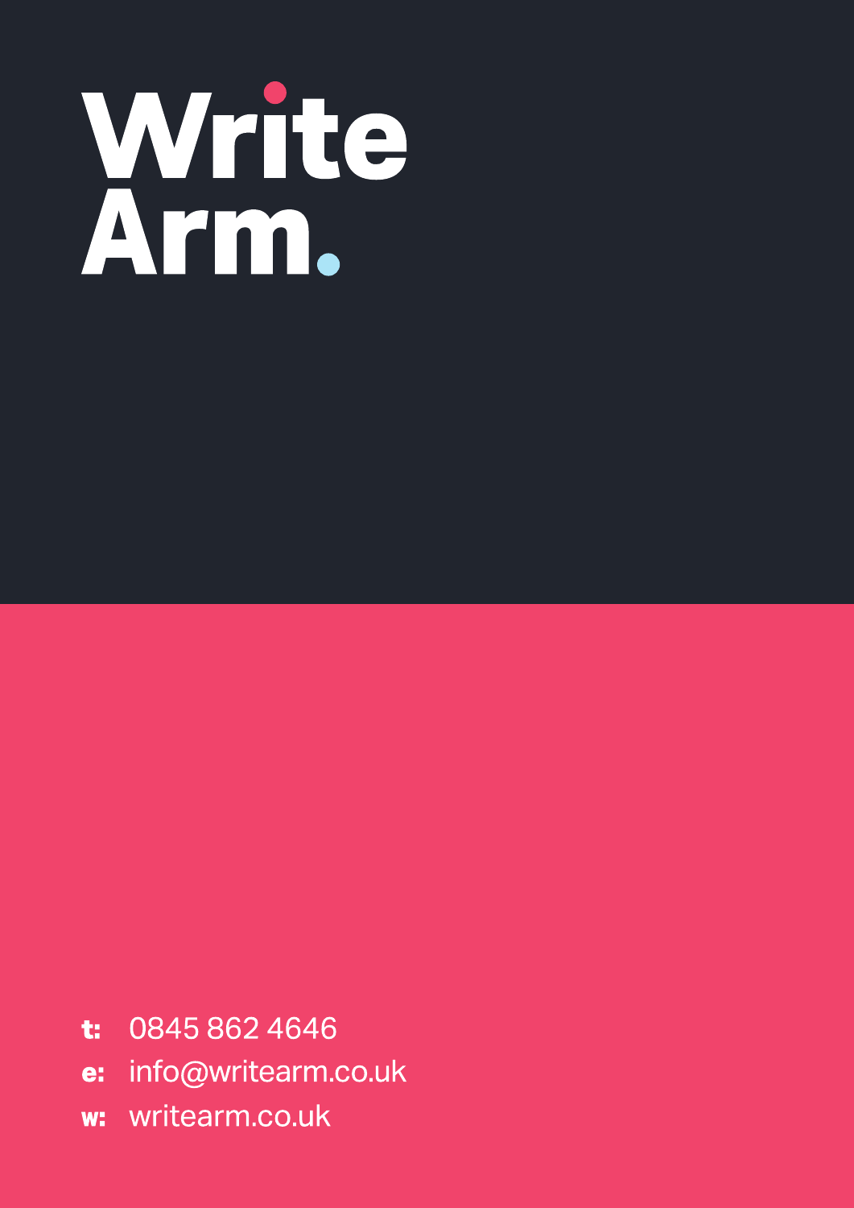# Write Arm.

**t:** 0845 862 4646

**e:** info@writearm.co.uk

**w:** writearm.co.uk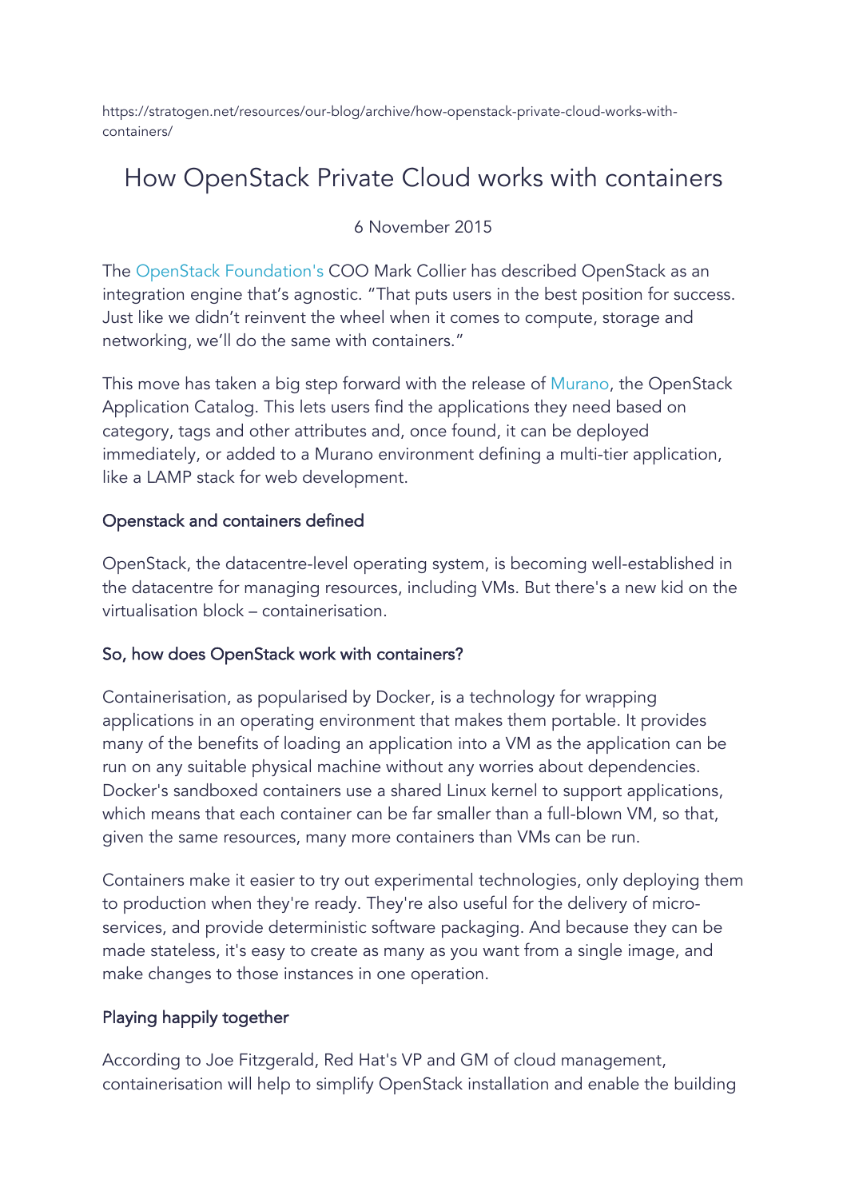https://stratogen.net/resources/our-blog/archive/how-openstack-private-cloud-works-with-containers/

# How OpenStack Private Cloud works with containers

6 November 2015

The OpenStack Foundation's COO Mark Collier has described OpenStack as an integration engine that's agnostic. "That puts users in the best position for success. Just like we didn't reinvent the wheel when it comes to compute, storage and networking, we'll do the same with containers."

This move has taken a big step forward with the release of Murano, the OpenStack Application Catalog. This lets users find the applications they need based on category, tags and other attributes and, once found, it can be deployed immediately, or added to a Murano environment defining a multi-tier application, like a LAMP stack for web development.

### Openstack and containers defined

OpenStack, the datacentre-level operating system, is becoming well-established in the datacentre for managing resources, including VMs. But there's a new kid on the virtualisation block – containerisation.

### So, how does OpenStack work with containers?

Containerisation, as popularised by Docker, is a technology for wrapping applications in an operating environment that makes them portable. It provides many of the benefits of loading an application into a VM as the application can be run on any suitable physical machine without any worries about dependencies. Docker's sandboxed containers use a shared Linux kernel to support applications, which means that each container can be far smaller than a full-blown VM, so that, given the same resources, many more containers than VMs can be run.

Containers make it easier to try out experimental technologies, only deploying them to production when they're ready. They're also useful for the delivery of micro-services, and provide deterministic software packaging. And because they can be made stateless, it's easy to create as many as you want from a single image, and make changes to those instances in one operation.

### Playing happily together

According to Joe Fitzgerald, Red Hat's VP and GM of cloud management, containerisation will help to simplify OpenStack installation and enable the building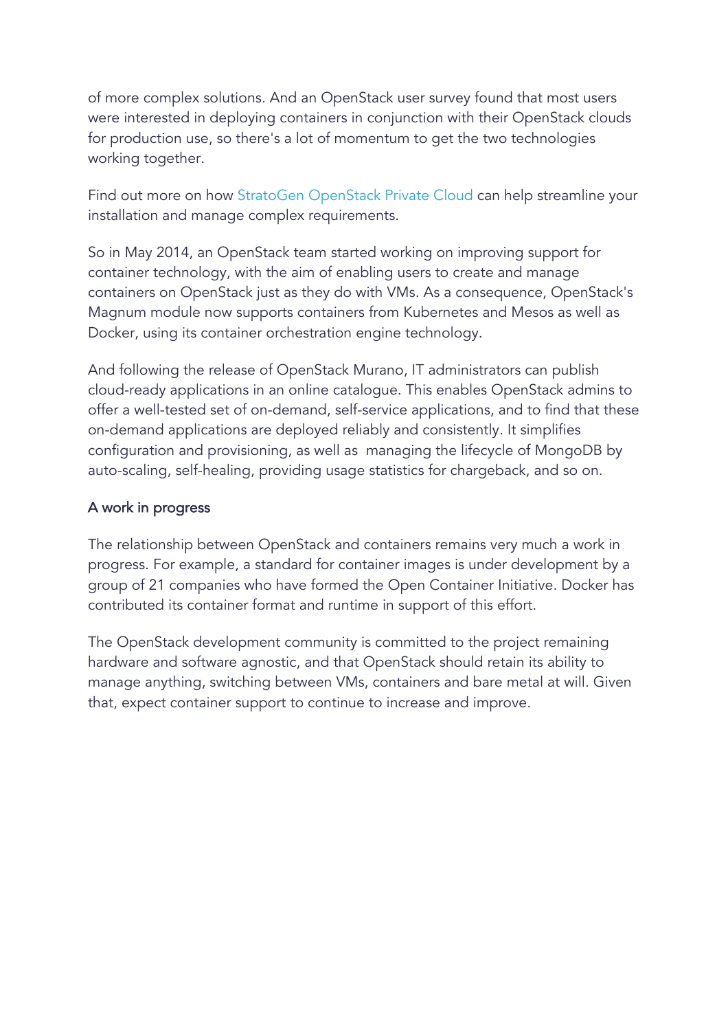of more complex solutions. And an OpenStack user survey found that most users were interested in deploying containers in conjunction with their OpenStack clouds for production use, so there's a lot of momentum to get the two technologies working together.

Find out more on how StratoGen OpenStack Private Cloud can help streamline your installation and manage complex requirements.

So in May 2014, an OpenStack team started working on improving support for container technology, with the aim of enabling users to create and manage containers on OpenStack just as they do with VMs. As a consequence, OpenStack's Magnum module now supports containers from Kubernetes and Mesos as well as Docker, using its container orchestration engine technology.

And following the release of OpenStack Murano, IT administrators can publish cloud-ready applications in an online catalogue. This enables OpenStack admins to offer a well-tested set of on-demand, self-service applications, and to find that these on-demand applications are deployed reliably and consistently. It simplifies configuration and provisioning, as well as managing the lifecycle of MongoDB by auto-scaling, self-healing, providing usage statistics for chargeback, and so on.

### A work in progress

The relationship between OpenStack and containers remains very much a work in progress. For example, a standard for container images is under development by a group of 21 companies who have formed the Open Container Initiative. Docker has contributed its container format and runtime in support of this effort.

The OpenStack development community is committed to the project remaining hardware and software agnostic, and that OpenStack should retain its ability to manage anything, switching between VMs, containers and bare metal at will. Given that, expect container support to continue to increase and improve.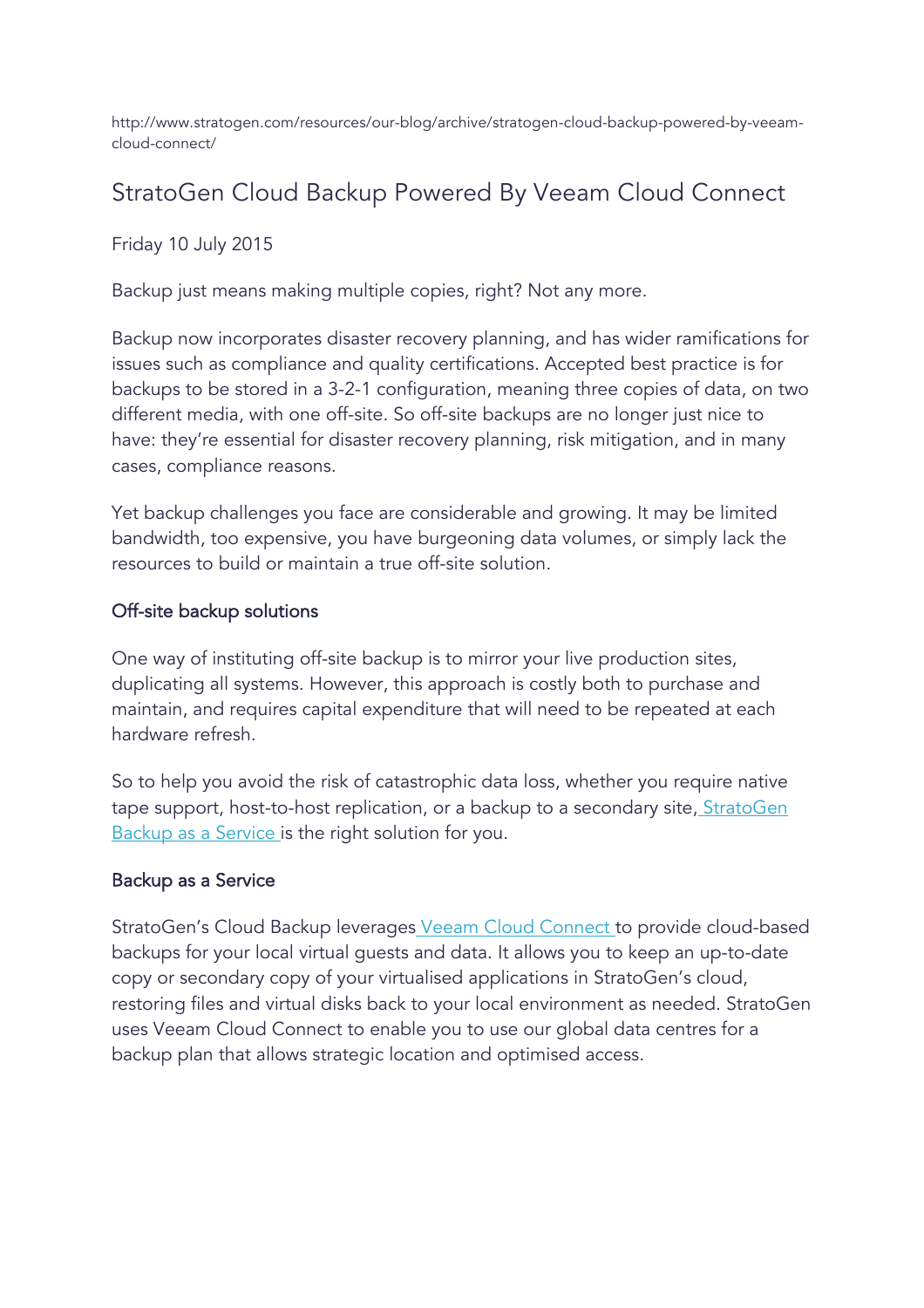http://www.stratogen.com/resources/our-blog/archive/stratogen-cloud-backup-powered-by-veeam-cloud-connect/

# StratoGen Cloud Backup Powered By Veeam Cloud Connect

Friday 10 July 2015

Backup just means making multiple copies, right? Not any more.

Backup now incorporates disaster recovery planning, and has wider ramifications for issues such as compliance and quality certifications. Accepted best practice is for backups to be stored in a 3-2-1 configuration, meaning three copies of data, on two different media, with one off-site. So off-site backups are no longer just nice to have: they're essential for disaster recovery planning, risk mitigation, and in many cases, compliance reasons.

Yet backup challenges you face are considerable and growing. It may be limited bandwidth, too expensive, you have burgeoning data volumes, or simply lack the resources to build or maintain a true off-site solution.

## Off-site backup solutions

One way of instituting off-site backup is to mirror your live production sites, duplicating all systems. However, this approach is costly both to purchase and maintain, and requires capital expenditure that will need to be repeated at each hardware refresh.

So to help you avoid the risk of catastrophic data loss, whether you require native tape support, host-to-host replication, or a backup to a secondary site, StratoGen Backup as a Service is the right solution for you.

## Backup as a Service

StratoGen's Cloud Backup leverages Veeam Cloud Connect to provide cloud-based backups for your local virtual guests and data. It allows you to keep an up-to-date copy or secondary copy of your virtualised applications in StratoGen's cloud, restoring files and virtual disks back to your local environment as needed. StratoGen uses Veeam Cloud Connect to enable you to use our global data centres for a backup plan that allows strategic location and optimised access.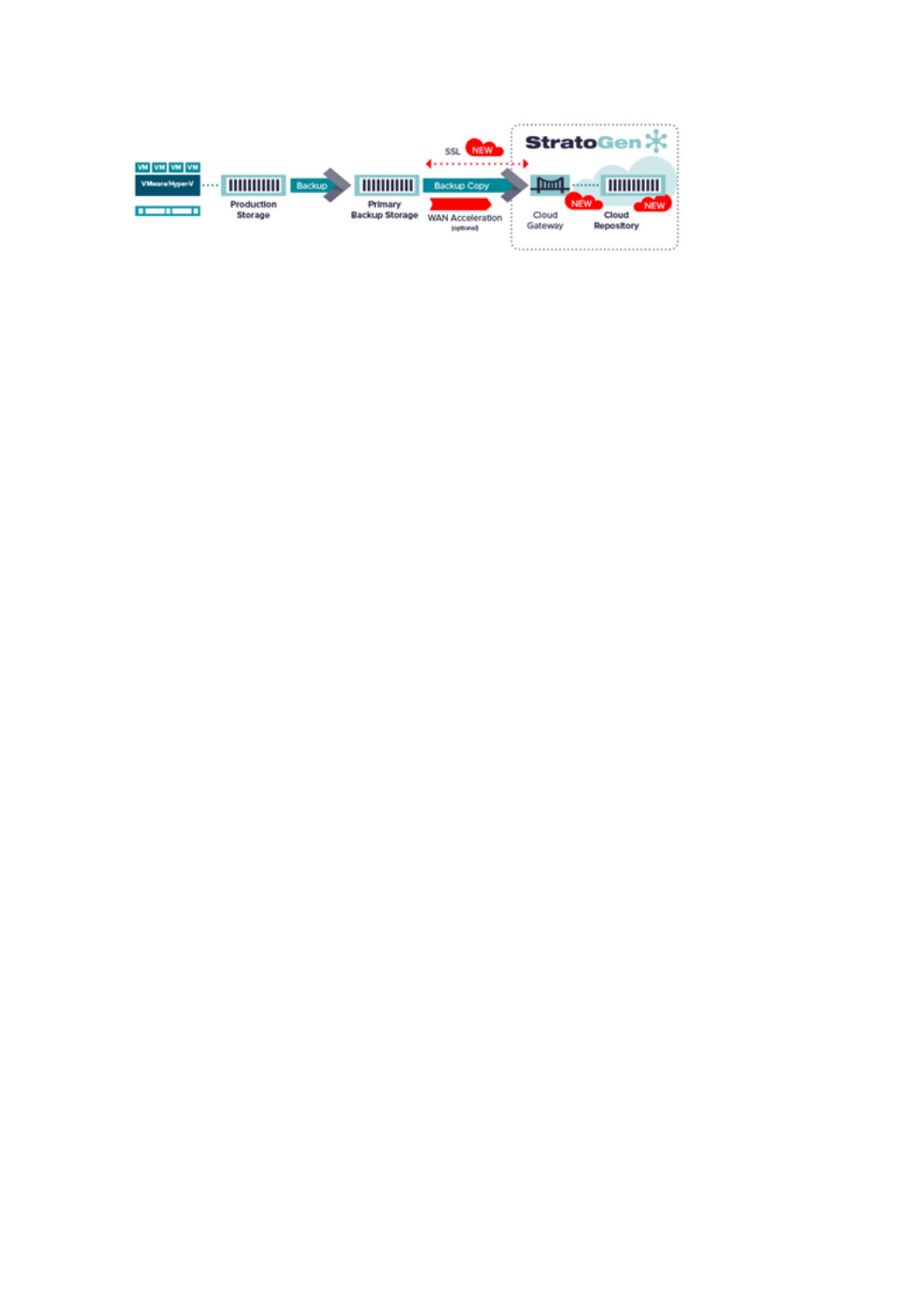StratoGen

VM VM VM VM

VMware/Hyper-V

Production Storage

Backup

Primary Backup Storage

SSL NEW

Backup Copy

WAN Acceleration (optional)

Cloud Gateway NEW

Cloud Repository NEW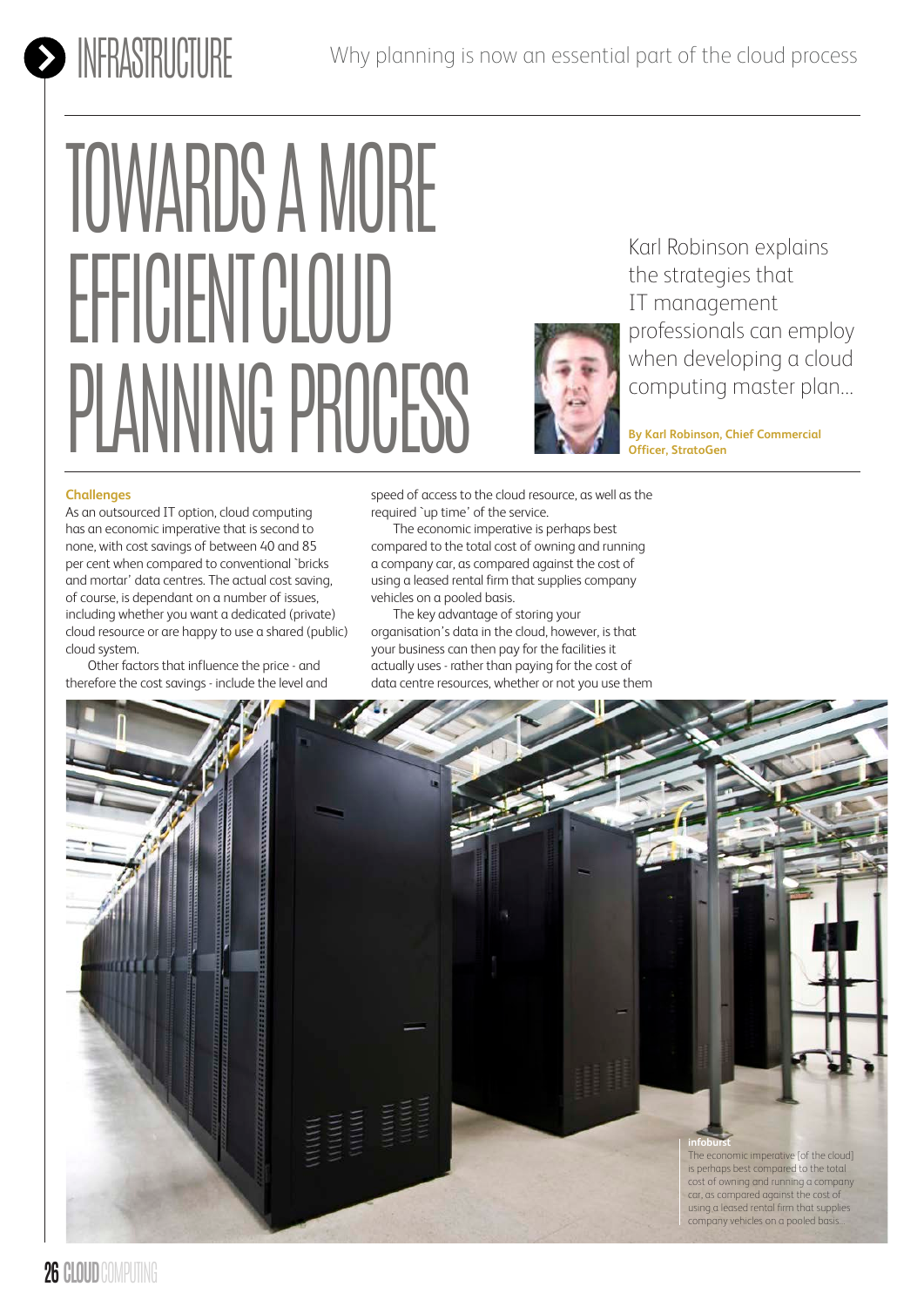# TOWARDS A MORE EFFICIENT CLOUD PLANNING PROCESS

Why planning is now an essential part of the cloud process

Karl Robinson explains the strategies that IT management professionals can employ when developing a cloud computing master plan...

**By Karl Robinson, Chief Commercial Officer, StratoGen**

## Challenges

As an outsourced IT option, cloud computing has an economic imperative that is second to none, with cost savings of between 40 and 85 per cent when compared to conventional `bricks and mortar' data centres. The actual cost saving, of course, is dependant on a number of issues, including whether you want a dedicated (private) cloud resource or are happy to use a shared (public) cloud system.

Other factors that influence the price - and therefore the cost savings - include the level and speed of access to the cloud resource, as well as the required `up time' of the service.

The economic imperative is perhaps best compared to the total cost of owning and running a company car, as compared against the cost of using a leased rental firm that supplies company vehicles on a pooled basis.

The key advantage of storing your organisation's data in the cloud, however, is that your business can then pay for the facilities it actually uses - rather than paying for the cost of data centre resources, whether or not you use them

**infoburst**

The economic imperative [of the cloud] is perhaps best compared to the total cost of owning and running a company car, as compared against the cost of using a leased rental firm that supplies company vehicles on a pooled basis.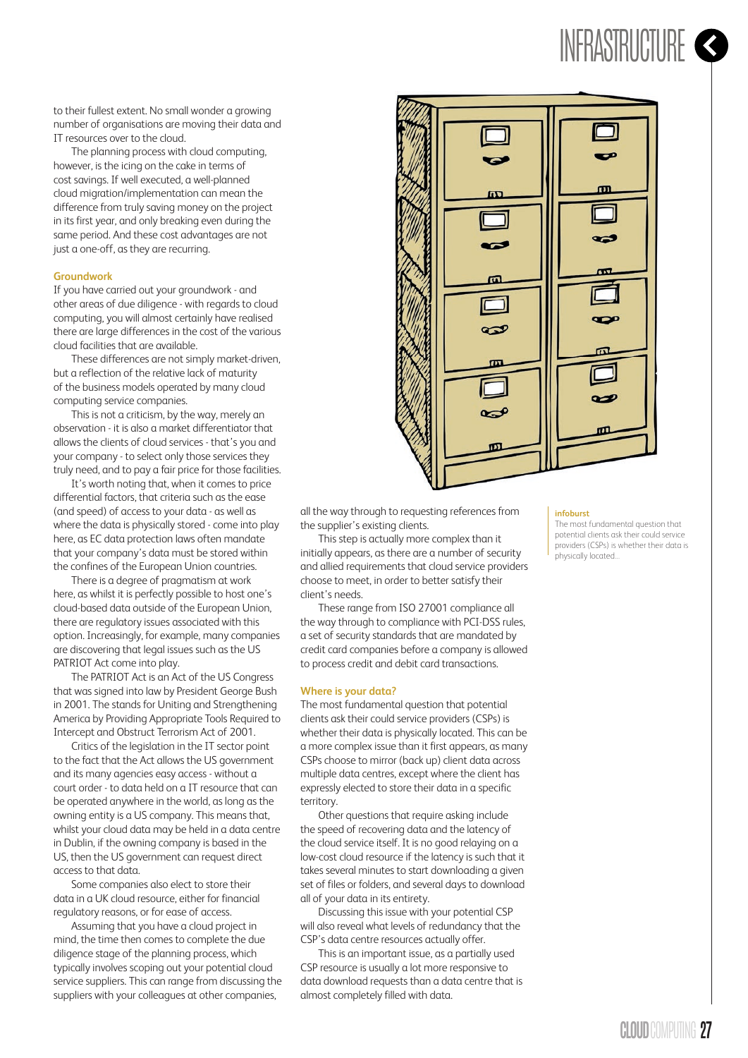to their fullest extent. No small wonder a growing number of organisations are moving their data and IT resources over to the cloud.

The planning process with cloud computing, however, is the icing on the cake in terms of cost savings. If well executed, a well-planned cloud migration/implementation can mean the difference from truly saving money on the project in its first year, and only breaking even during the same period. And these cost advantages are not just a one-off, as they are recurring.

### Groundwork

If you have carried out your groundwork - and other areas of due diligence - with regards to cloud computing, you will almost certainly have realised there are large differences in the cost of the various cloud facilities that are available.

These differences are not simply market-driven, but a reflection of the relative lack of maturity of the business models operated by many cloud computing service companies.

This is not a criticism, by the way, merely an observation - it is also a market differentiator that allows the clients of cloud services - that's you and your company - to select only those services they truly need, and to pay a fair price for those facilities.

It's worth noting that, when it comes to price differential factors, that criteria such as the ease (and speed) of access to your data - as well as where the data is physically stored - come into play here, as EC data protection laws often mandate that your company's data must be stored within the confines of the European Union countries.

There is a degree of pragmatism at work here, as whilst it is perfectly possible to host one's cloud-based data outside of the European Union, there are regulatory issues associated with this option. Increasingly, for example, many companies are discovering that legal issues such as the US PATRIOT Act come into play.

The PATRIOT Act is an Act of the US Congress that was signed into law by President George Bush in 2001. The stands for Uniting and Strengthening America by Providing Appropriate Tools Required to Intercept and Obstruct Terrorism Act of 2001.

Critics of the legislation in the IT sector point to the fact that the Act allows the US government and its many agencies easy access - without a court order - to data held on a IT resource that can be operated anywhere in the world, as long as the owning entity is a US company. This means that, whilst your cloud data may be held in a data centre in Dublin, if the owning company is based in the US, then the US government can request direct access to that data.

Some companies also elect to store their data in a UK cloud resource, either for financial regulatory reasons, or for ease of access.

Assuming that you have a cloud project in mind, the time then comes to complete the due diligence stage of the planning process, which typically involves scoping out your potential cloud service suppliers. This can range from discussing the suppliers with your colleagues at other companies, all the way through to requesting references from the supplier's existing clients.

This step is actually more complex than it initially appears, as there are a number of security and allied requirements that cloud service providers choose to meet, in order to better satisfy their client's needs.

These range from ISO 27001 compliance all the way through to compliance with PCI-DSS rules, a set of security standards that are mandated by credit card companies before a company is allowed to process credit and debit card transactions.

### Where is your data?

The most fundamental question that potential clients ask their could service providers (CSPs) is whether their data is physically located. This can be a more complex issue than it first appears, as many CSPs choose to mirror (back up) client data across multiple data centres, except where the client has expressly elected to store their data in a specific territory.

Other questions that require asking include the speed of recovering data and the latency of the cloud service itself. It is no good relaying on a low-cost cloud resource if the latency is such that it takes several minutes to start downloading a given set of files or folders, and several days to download all of your data in its entirety.

Discussing this issue with your potential CSP will also reveal what levels of redundancy that the CSP's data centre resources actually offer.

This is an important issue, as a partially used CSP resource is usually a lot more responsive to data download requests than a data centre that is almost completely filled with data.

**infoburst**

The most fundamental question that potential clients ask their could service providers (CSPs) is whether their data is physically located...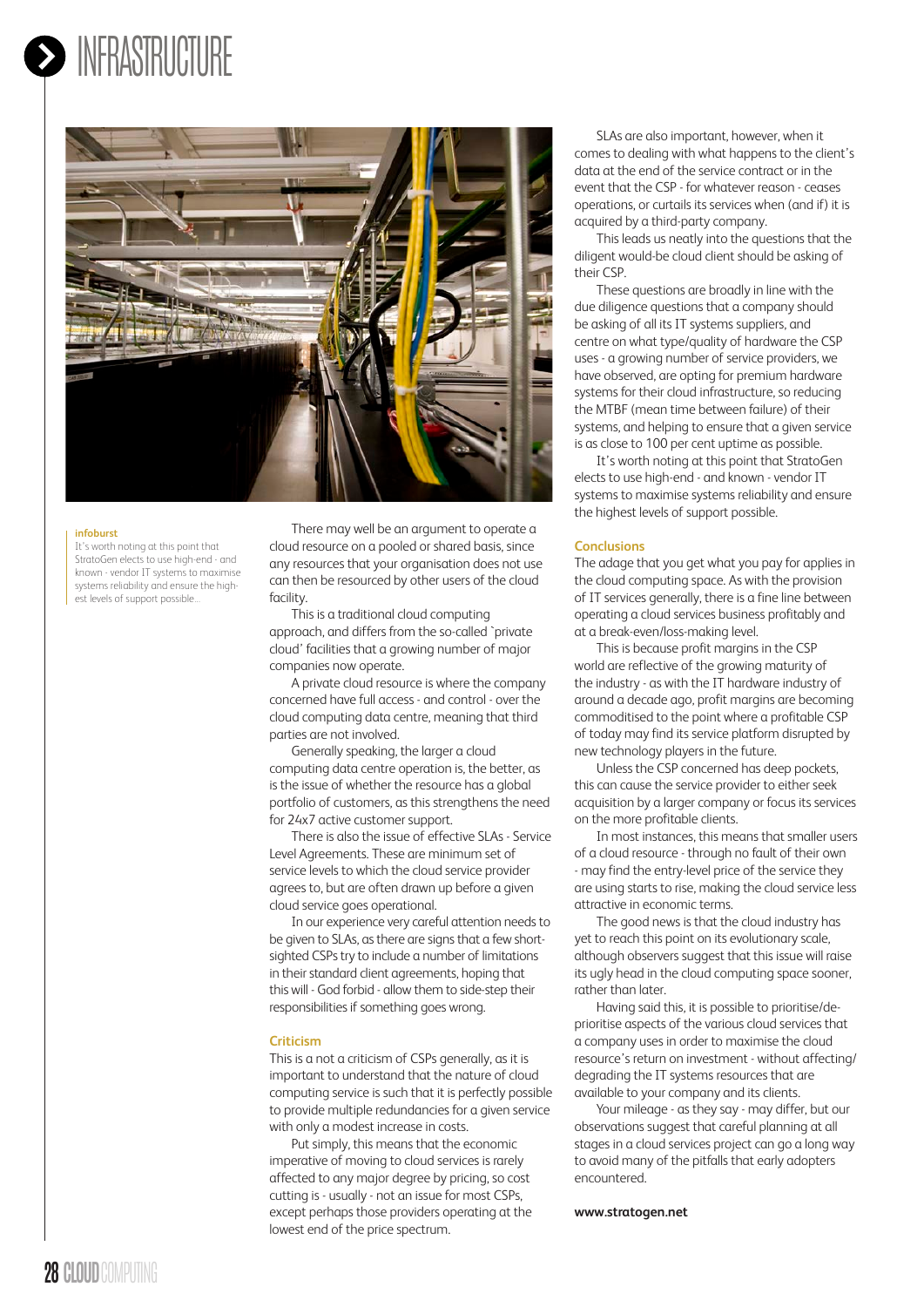# INFRASTRUCTURE

**infoburst**

It's worth noting at this point that StratoGen elects to use high-end - and known - vendor IT systems to maximise systems reliability and ensure the highest levels of support possible...

There may well be an argument to operate a cloud resource on a pooled or shared basis, since any resources that your organisation does not use can then be resourced by other users of the cloud facility.

This is a traditional cloud computing approach, and differs from the so-called `private cloud' facilities that a growing number of major companies now operate.

A private cloud resource is where the company concerned have full access - and control - over the cloud computing data centre, meaning that third parties are not involved.

Generally speaking, the larger a cloud computing data centre operation is, the better, as is the issue of whether the resource has a global portfolio of customers, as this strengthens the need for 24x7 active customer support.

There is also the issue of effective SLAs - Service Level Agreements. These are minimum set of service levels to which the cloud service provider agrees to, but are often drawn up before a given cloud service goes operational.

In our experience very careful attention needs to be given to SLAs, as there are signs that a few short-sighted CSPs try to include a number of limitations in their standard client agreements, hoping that this will - God forbid - allow them to side-step their responsibilities if something goes wrong.

## Criticism

This is a not a criticism of CSPs generally, as it is important to understand that the nature of cloud computing service is such that it is perfectly possible to provide multiple redundancies for a given service with only a modest increase in costs.

Put simply, this means that the economic imperative of moving to cloud services is rarely affected to any major degree by pricing, so cost cutting is - usually - not an issue for most CSPs, except perhaps those providers operating at the lowest end of the price spectrum.

SLAs are also important, however, when it comes to dealing with what happens to the client's data at the end of the service contract or in the event that the CSP - for whatever reason - ceases operations, or curtails its services when (and if) it is acquired by a third-party company.

This leads us neatly into the questions that the diligent would-be cloud client should be asking of their CSP.

These questions are broadly in line with the due diligence questions that a company should be asking of all its IT systems suppliers, and centre on what type/quality of hardware the CSP uses - a growing number of service providers, we have observed, are opting for premium hardware systems for their cloud infrastructure, so reducing the MTBF (mean time between failure) of their systems, and helping to ensure that a given service is as close to 100 per cent uptime as possible.

It's worth noting at this point that StratoGen elects to use high-end - and known - vendor IT systems to maximise systems reliability and ensure the highest levels of support possible.

## Conclusions

The adage that you get what you pay for applies in the cloud computing space. As with the provision of IT services generally, there is a fine line between operating a cloud services business profitably and at a break-even/loss-making level.

This is because profit margins in the CSP world are reflective of the growing maturity of the industry - as with the IT hardware industry of around a decade ago, profit margins are becoming commoditised to the point where a profitable CSP of today may find its service platform disrupted by new technology players in the future.

Unless the CSP concerned has deep pockets, this can cause the service provider to either seek acquisition by a larger company or focus its services on the more profitable clients.

In most instances, this means that smaller users of a cloud resource - through no fault of their own - may find the entry-level price of the service they are using starts to rise, making the cloud service less attractive in economic terms.

The good news is that the cloud industry has yet to reach this point on its evolutionary scale, although observers suggest that this issue will raise its ugly head in the cloud computing space sooner, rather than later.

Having said this, it is possible to prioritise/de-prioritise aspects of the various cloud services that a company uses in order to maximise the cloud resource's return on investment - without affecting/degrading the IT systems resources that are available to your company and its clients.

Your mileage - as they say - may differ, but our observations suggest that careful planning at all stages in a cloud services project can go a long way to avoid many of the pitfalls that early adopters encountered.

**www.stratogen.net**